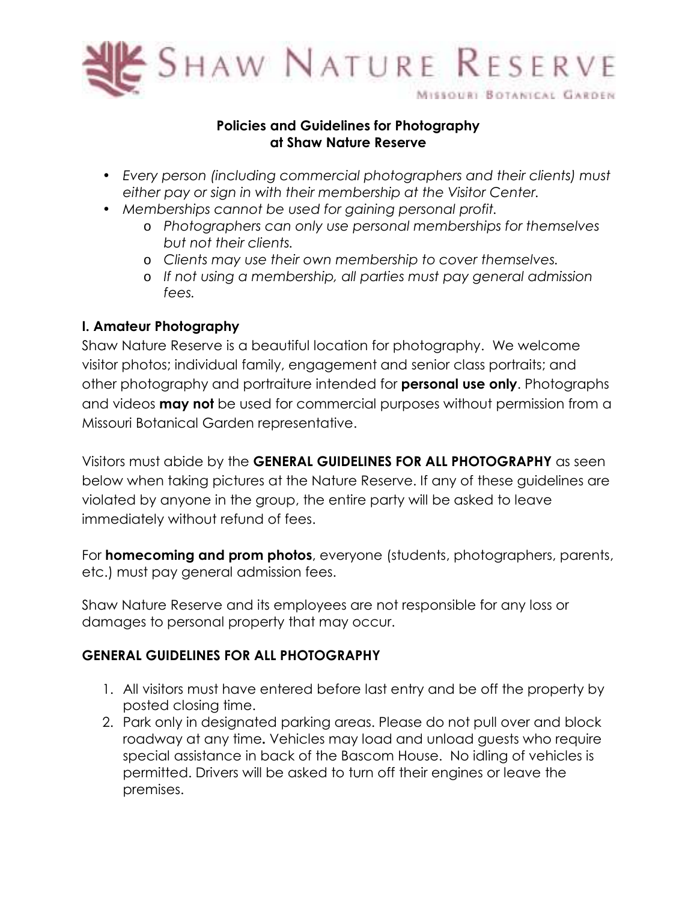# Shaw Nature Reserve

Missouri Botanical Garden

**Policies and Guidelines for Photography at Shaw Nature Reserve**

- *Every person (including commercial photographers and their clients) must either pay or sign in with their membership at the Visitor Center.*
- *Memberships cannot be used for gaining personal profit.*
    - *Photographers can only use personal memberships for themselves but not their clients.*
    - *Clients may use their own membership to cover themselves.*
    - *If not using a membership, all parties must pay general admission fees.*

## I. Amateur Photography

Shaw Nature Reserve is a beautiful location for photography. We welcome visitor photos; individual family, engagement and senior class portraits; and other photography and portraiture intended for **personal use only**. Photographs and videos **may not** be used for commercial purposes without permission from a Missouri Botanical Garden representative.

Visitors must abide by the **GENERAL GUIDELINES FOR ALL PHOTOGRAPHY** as seen below when taking pictures at the Nature Reserve. If any of these guidelines are violated by anyone in the group, the entire party will be asked to leave immediately without refund of fees.

For **homecoming and prom photos**, everyone (students, photographers, parents, etc.) must pay general admission fees.

Shaw Nature Reserve and its employees are not responsible for any loss or damages to personal property that may occur.

## GENERAL GUIDELINES FOR ALL PHOTOGRAPHY

1. All visitors must have entered before last entry and be off the property by posted closing time.
2. Park only in designated parking areas. Please do not pull over and block roadway at any time**.** Vehicles may load and unload guests who require special assistance in back of the Bascom House. No idling of vehicles is permitted. Drivers will be asked to turn off their engines or leave the premises.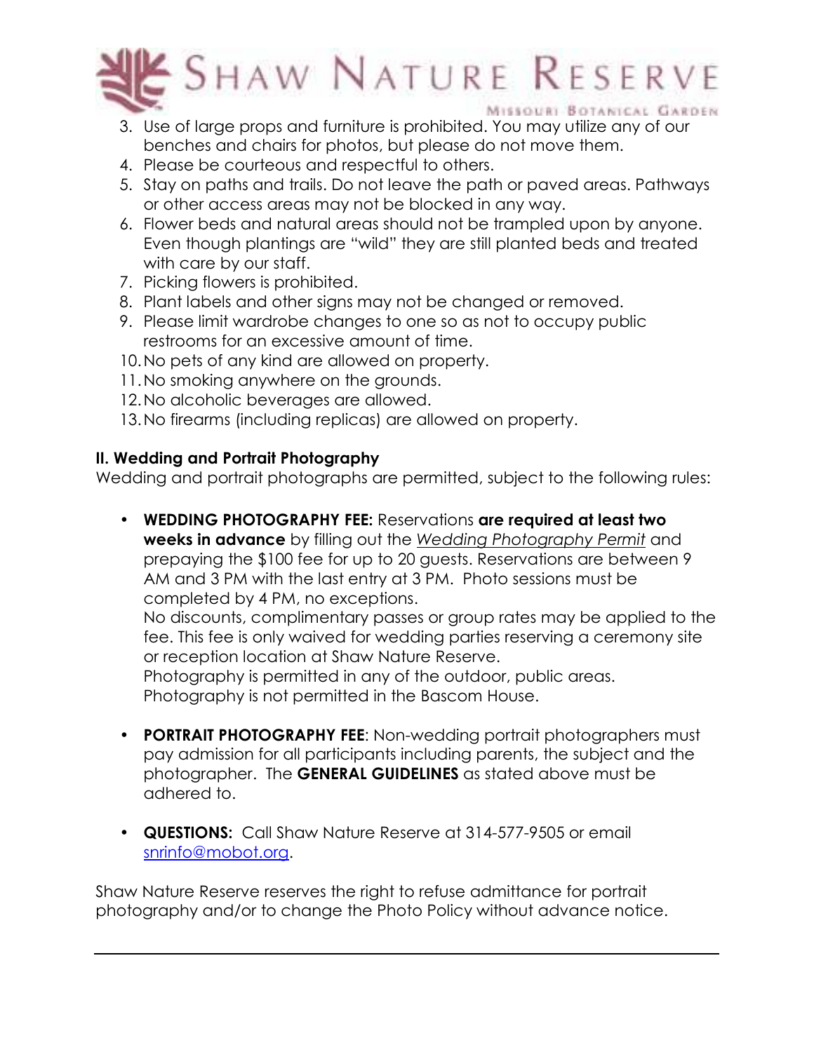3. Use of large props and furniture is prohibited. You may utilize any of our benches and chairs for photos, but please do not move them.
4. Please be courteous and respectful to others.
5. Stay on paths and trails. Do not leave the path or paved areas. Pathways or other access areas may not be blocked in any way.
6. Flower beds and natural areas should not be trampled upon by anyone. Even though plantings are "wild" they are still planted beds and treated with care by our staff.
7. Picking flowers is prohibited.
8. Plant labels and other signs may not be changed or removed.
9. Please limit wardrobe changes to one so as not to occupy public restrooms for an excessive amount of time.
10. No pets of any kind are allowed on property.
11. No smoking anywhere on the grounds.
12. No alcoholic beverages are allowed.
13. No firearms (including replicas) are allowed on property.

**II. Wedding and Portrait Photography**

Wedding and portrait photographs are permitted, subject to the following rules:

- **WEDDING PHOTOGRAPHY FEE:** Reservations **are required at least two weeks in advance** by filling out the *Wedding Photography Permit* and prepaying the $100 fee for up to 20 guests. Reservations are between 9 AM and 3 PM with the last entry at 3 PM. Photo sessions must be completed by 4 PM, no exceptions.
  No discounts, complimentary passes or group rates may be applied to the fee. This fee is only waived for wedding parties reserving a ceremony site or reception location at Shaw Nature Reserve.
  Photography is permitted in any of the outdoor, public areas.
  Photography is not permitted in the Bascom House.

- **PORTRAIT PHOTOGRAPHY FEE**: Non-wedding portrait photographers must pay admission for all participants including parents, the subject and the photographer. The **GENERAL GUIDELINES** as stated above must be adhered to.

- **QUESTIONS:** Call Shaw Nature Reserve at 314-577-9505 or email snrinfo@mobot.org.

Shaw Nature Reserve reserves the right to refuse admittance for portrait photography and/or to change the Photo Policy without advance notice.